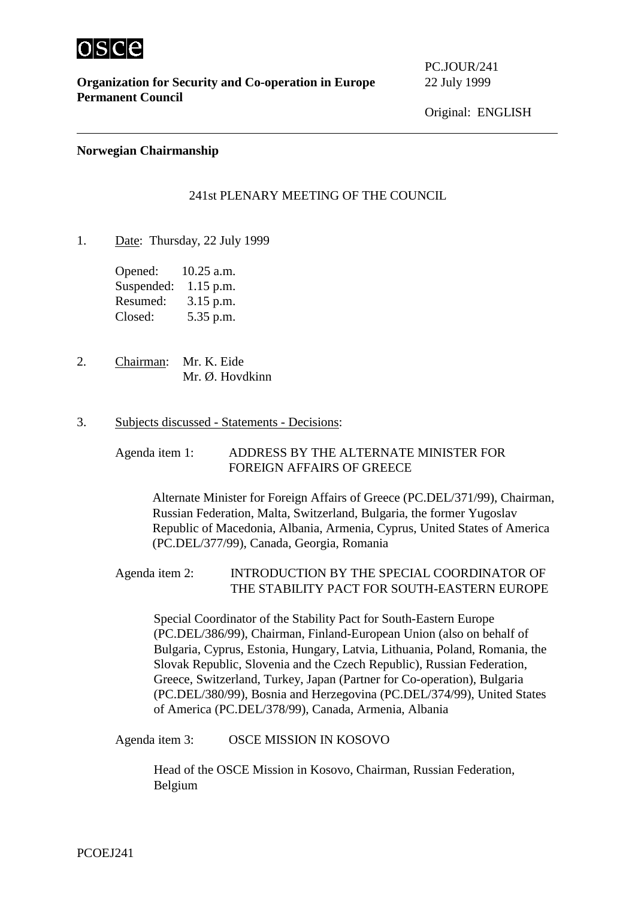**Organization for Security and Co-operation in Europe**
**Permanent Council**

PC.JOUR/241
22 July 1999

Original: ENGLISH

**Norwegian Chairmanship**

241st PLENARY MEETING OF THE COUNCIL

1. Date: Thursday, 22 July 1999

   Opened: 10.25 a.m.
   Suspended: 1.15 p.m.
   Resumed: 3.15 p.m.
   Closed: 5.35 p.m.

2. Chairman: Mr. K. Eide
   Mr. Ø. Hovdkinn

3. Subjects discussed - Statements - Decisions:

   Agenda item 1: ADDRESS BY THE ALTERNATE MINISTER FOR FOREIGN AFFAIRS OF GREECE

   Alternate Minister for Foreign Affairs of Greece (PC.DEL/371/99), Chairman, Russian Federation, Malta, Switzerland, Bulgaria, the former Yugoslav Republic of Macedonia, Albania, Armenia, Cyprus, United States of America (PC.DEL/377/99), Canada, Georgia, Romania

   Agenda item 2: INTRODUCTION BY THE SPECIAL COORDINATOR OF THE STABILITY PACT FOR SOUTH-EASTERN EUROPE

   Special Coordinator of the Stability Pact for South-Eastern Europe (PC.DEL/386/99), Chairman, Finland-European Union (also on behalf of Bulgaria, Cyprus, Estonia, Hungary, Latvia, Lithuania, Poland, Romania, the Slovak Republic, Slovenia and the Czech Republic), Russian Federation, Greece, Switzerland, Turkey, Japan (Partner for Co-operation), Bulgaria (PC.DEL/380/99), Bosnia and Herzegovina (PC.DEL/374/99), United States of America (PC.DEL/378/99), Canada, Armenia, Albania

   Agenda item 3: OSCE MISSION IN KOSOVO

   Head of the OSCE Mission in Kosovo, Chairman, Russian Federation, Belgium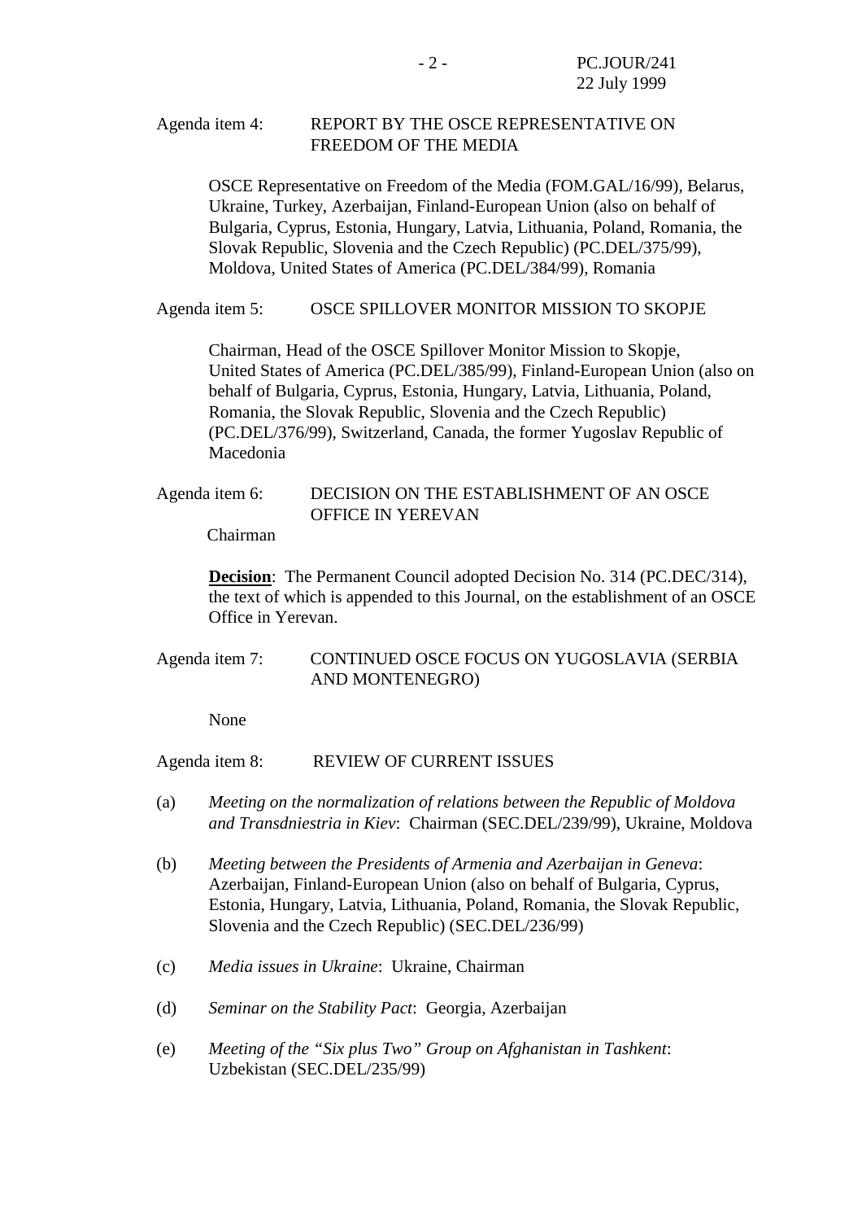Agenda item 4: REPORT BY THE OSCE REPRESENTATIVE ON FREEDOM OF THE MEDIA

OSCE Representative on Freedom of the Media (FOM.GAL/16/99), Belarus, Ukraine, Turkey, Azerbaijan, Finland-European Union (also on behalf of Bulgaria, Cyprus, Estonia, Hungary, Latvia, Lithuania, Poland, Romania, the Slovak Republic, Slovenia and the Czech Republic) (PC.DEL/375/99), Moldova, United States of America (PC.DEL/384/99), Romania

Agenda item 5: OSCE SPILLOVER MONITOR MISSION TO SKOPJE

Chairman, Head of the OSCE Spillover Monitor Mission to Skopje, United States of America (PC.DEL/385/99), Finland-European Union (also on behalf of Bulgaria, Cyprus, Estonia, Hungary, Latvia, Lithuania, Poland, Romania, the Slovak Republic, Slovenia and the Czech Republic) (PC.DEL/376/99), Switzerland, Canada, the former Yugoslav Republic of Macedonia

Agenda item 6: DECISION ON THE ESTABLISHMENT OF AN OSCE OFFICE IN YEREVAN

Chairman

**Decision**: The Permanent Council adopted Decision No. 314 (PC.DEC/314), the text of which is appended to this Journal, on the establishment of an OSCE Office in Yerevan.

Agenda item 7: CONTINUED OSCE FOCUS ON YUGOSLAVIA (SERBIA AND MONTENEGRO)

None

Agenda item 8: REVIEW OF CURRENT ISSUES

(a) *Meeting on the normalization of relations between the Republic of Moldova and Transdniestria in Kiev*: Chairman (SEC.DEL/239/99), Ukraine, Moldova

(b) *Meeting between the Presidents of Armenia and Azerbaijan in Geneva*: Azerbaijan, Finland-European Union (also on behalf of Bulgaria, Cyprus, Estonia, Hungary, Latvia, Lithuania, Poland, Romania, the Slovak Republic, Slovenia and the Czech Republic) (SEC.DEL/236/99)

(c) *Media issues in Ukraine*: Ukraine, Chairman

(d) *Seminar on the Stability Pact*: Georgia, Azerbaijan

(e) *Meeting of the "Six plus Two" Group on Afghanistan in Tashkent*: Uzbekistan (SEC.DEL/235/99)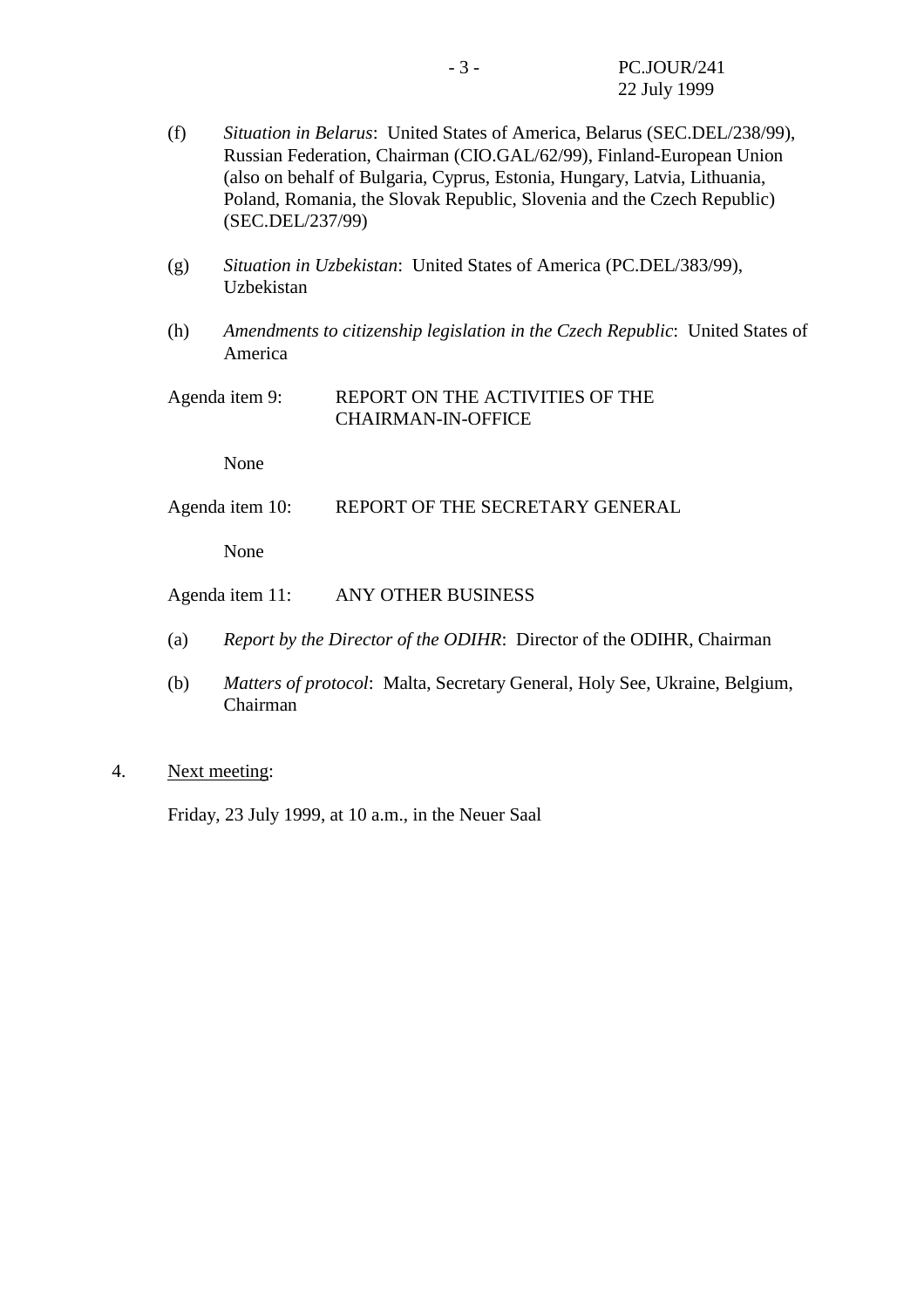(f) *Situation in Belarus*: United States of America, Belarus (SEC.DEL/238/99), Russian Federation, Chairman (CIO.GAL/62/99), Finland-European Union (also on behalf of Bulgaria, Cyprus, Estonia, Hungary, Latvia, Lithuania, Poland, Romania, the Slovak Republic, Slovenia and the Czech Republic) (SEC.DEL/237/99)

(g) *Situation in Uzbekistan*: United States of America (PC.DEL/383/99), Uzbekistan

(h) *Amendments to citizenship legislation in the Czech Republic*: United States of America

Agenda item 9: REPORT ON THE ACTIVITIES OF THE CHAIRMAN-IN-OFFICE

None

Agenda item 10: REPORT OF THE SECRETARY GENERAL

None

Agenda item 11: ANY OTHER BUSINESS

(a) *Report by the Director of the ODIHR*: Director of the ODIHR, Chairman

(b) *Matters of protocol*: Malta, Secretary General, Holy See, Ukraine, Belgium, Chairman

4. Next meeting:

Friday, 23 July 1999, at 10 a.m., in the Neuer Saal